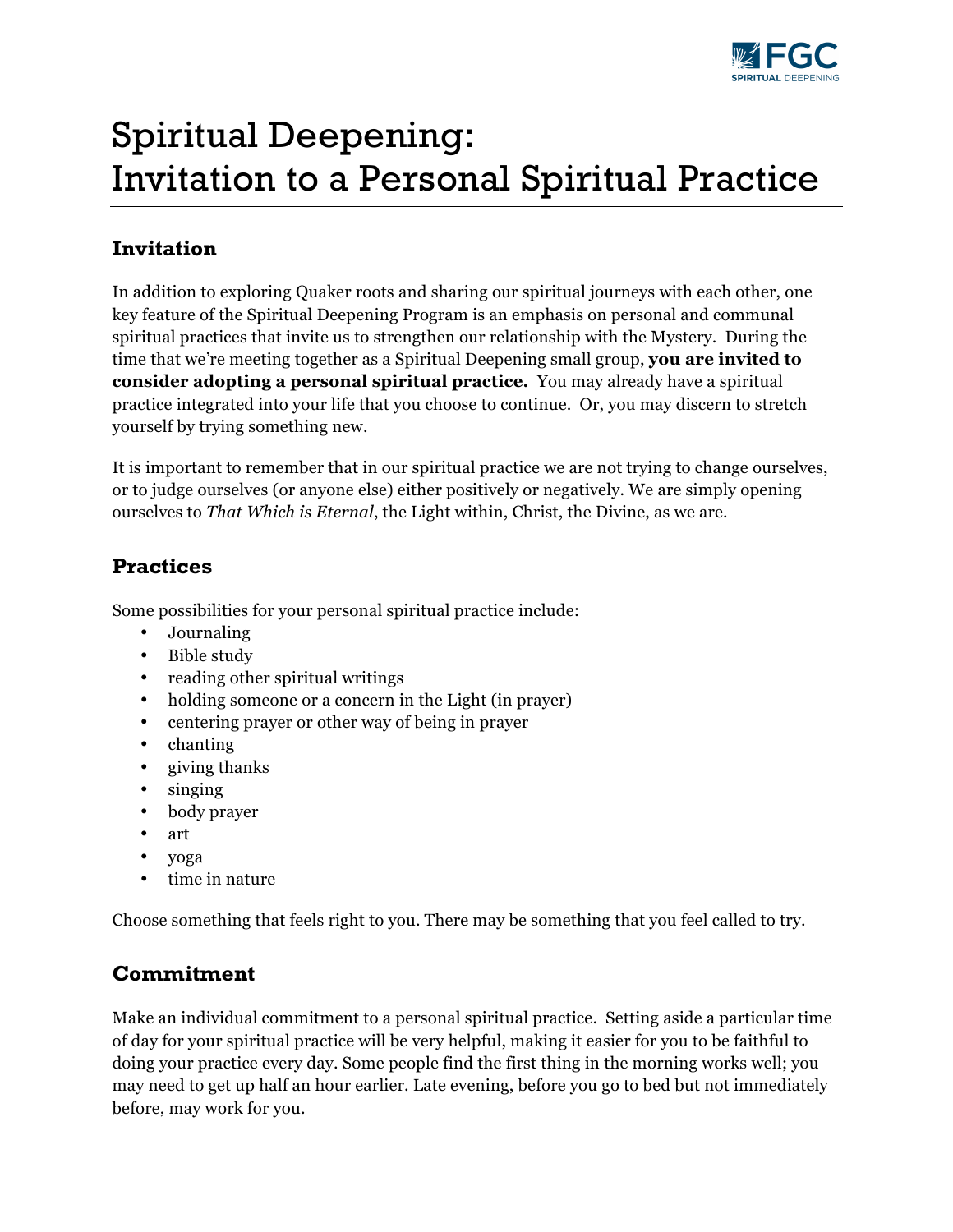# Spiritual Deepening: Invitation to a Personal Spiritual Practice

## Invitation

In addition to exploring Quaker roots and sharing our spiritual journeys with each other, one key feature of the Spiritual Deepening Program is an emphasis on personal and communal spiritual practices that invite us to strengthen our relationship with the Mystery. During the time that we're meeting together as a Spiritual Deepening small group, **you are invited to consider adopting a personal spiritual practice.** You may already have a spiritual practice integrated into your life that you choose to continue. Or, you may discern to stretch yourself by trying something new.

It is important to remember that in our spiritual practice we are not trying to change ourselves, or to judge ourselves (or anyone else) either positively or negatively. We are simply opening ourselves to *That Which is Eternal*, the Light within, Christ, the Divine, as we are.

## Practices

Some possibilities for your personal spiritual practice include:

- Journaling
- Bible study
- reading other spiritual writings
- holding someone or a concern in the Light (in prayer)
- centering prayer or other way of being in prayer
- chanting
- giving thanks
- singing
- body prayer
- art
- yoga
- time in nature

Choose something that feels right to you. There may be something that you feel called to try.

## Commitment

Make an individual commitment to a personal spiritual practice. Setting aside a particular time of day for your spiritual practice will be very helpful, making it easier for you to be faithful to doing your practice every day. Some people find the first thing in the morning works well; you may need to get up half an hour earlier. Late evening, before you go to bed but not immediately before, may work for you.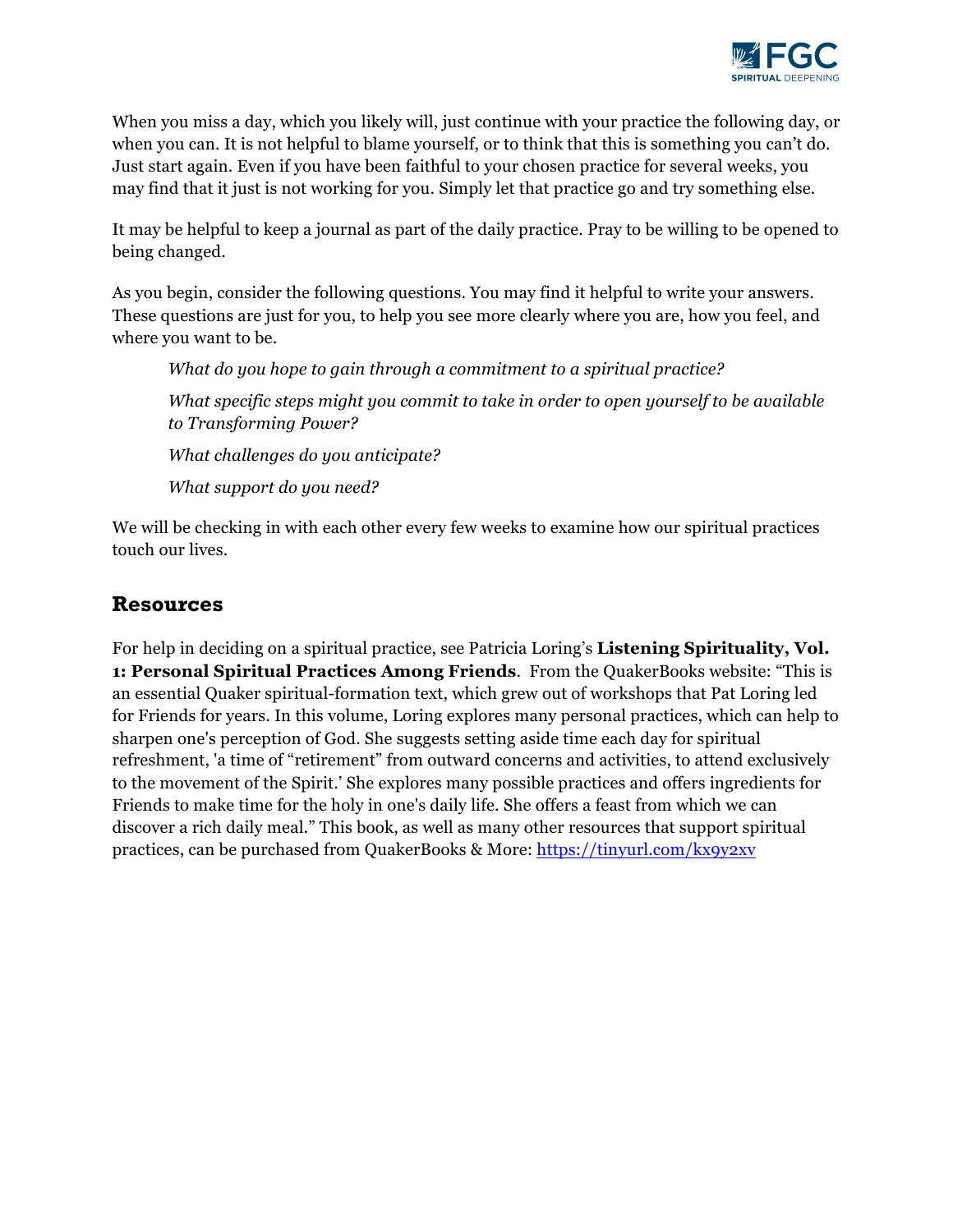When you miss a day, which you likely will, just continue with your practice the following day, or when you can. It is not helpful to blame yourself, or to think that this is something you can't do. Just start again. Even if you have been faithful to your chosen practice for several weeks, you may find that it just is not working for you. Simply let that practice go and try something else.

It may be helpful to keep a journal as part of the daily practice. Pray to be willing to be opened to being changed.

As you begin, consider the following questions. You may find it helpful to write your answers. These questions are just for you, to help you see more clearly where you are, how you feel, and where you want to be.

> *What do you hope to gain through a commitment to a spiritual practice?*
>
> *What specific steps might you commit to take in order to open yourself to be available to Transforming Power?*
>
> *What challenges do you anticipate?*
>
> *What support do you need?*

We will be checking in with each other every few weeks to examine how our spiritual practices touch our lives.

## Resources

For help in deciding on a spiritual practice, see Patricia Loring's **Listening Spirituality, Vol. 1: Personal Spiritual Practices Among Friends**. From the QuakerBooks website: "This is an essential Quaker spiritual-formation text, which grew out of workshops that Pat Loring led for Friends for years. In this volume, Loring explores many personal practices, which can help to sharpen one's perception of God. She suggests setting aside time each day for spiritual refreshment, 'a time of "retirement" from outward concerns and activities, to attend exclusively to the movement of the Spirit.' She explores many possible practices and offers ingredients for Friends to make time for the holy in one's daily life. She offers a feast from which we can discover a rich daily meal." This book, as well as many other resources that support spiritual practices, can be purchased from QuakerBooks & More: https://tinyurl.com/kx9y2xv